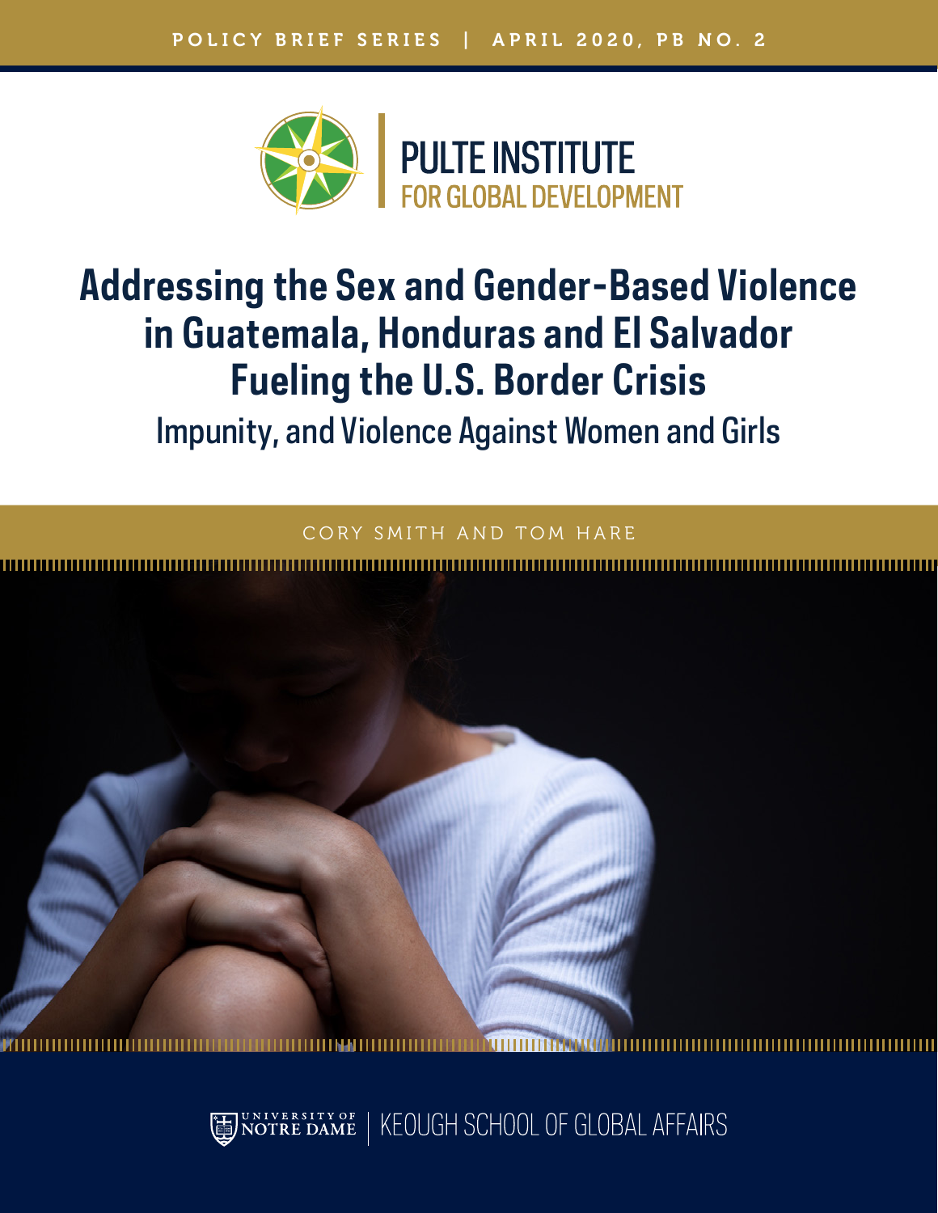POLICY BRIEF SERIES | APRIL 2020, PB NO. 2

PULTE INSTITUTE FOR GLOBAL DEVELOPMENT

# Addressing the Sex and Gender-Based Violence in Guatemala, Honduras and El Salvador Fueling the U.S. Border Crisis

## Impunity, and Violence Against Women and Girls

CORY SMITH AND TOM HARE

UNIVERSITY OF NOTRE DAME | KEOUGH SCHOOL OF GLOBAL AFFAIRS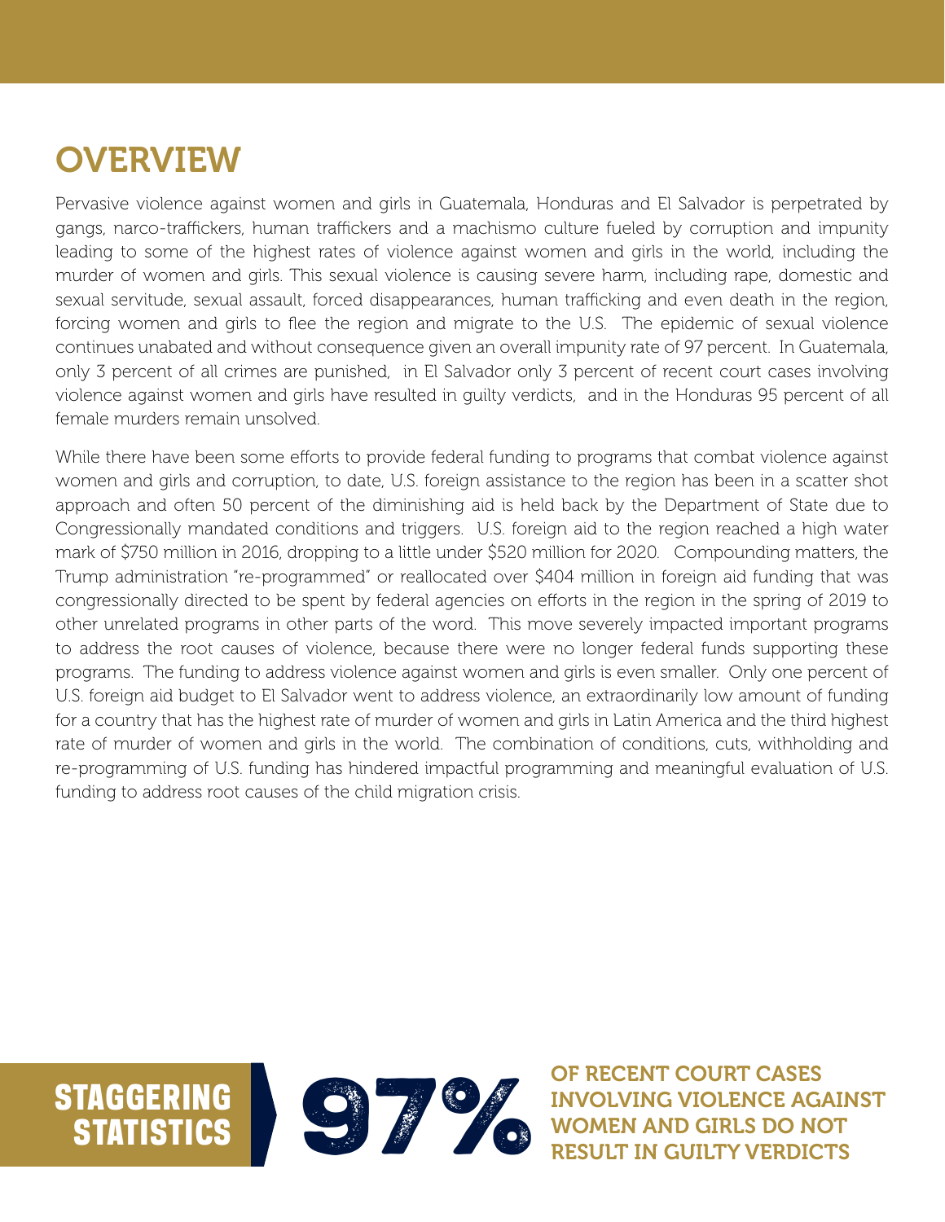# OVERVIEW

Pervasive violence against women and girls in Guatemala, Honduras and El Salvador is perpetrated by gangs, narco-traffickers, human traffickers and a machismo culture fueled by corruption and impunity leading to some of the highest rates of violence against women and girls in the world, including the murder of women and girls. This sexual violence is causing severe harm, including rape, domestic and sexual servitude, sexual assault, forced disappearances, human trafficking and even death in the region, forcing women and girls to flee the region and migrate to the U.S. The epidemic of sexual violence continues unabated and without consequence given an overall impunity rate of 97 percent. In Guatemala, only 3 percent of all crimes are punished, in El Salvador only 3 percent of recent court cases involving violence against women and girls have resulted in guilty verdicts, and in the Honduras 95 percent of all female murders remain unsolved.

While there have been some efforts to provide federal funding to programs that combat violence against women and girls and corruption, to date, U.S. foreign assistance to the region has been in a scatter shot approach and often 50 percent of the diminishing aid is held back by the Department of State due to Congressionally mandated conditions and triggers. U.S. foreign aid to the region reached a high water mark of $750 million in 2016, dropping to a little under $520 million for 2020. Compounding matters, the Trump administration "re-programmed" or reallocated over $404 million in foreign aid funding that was congressionally directed to be spent by federal agencies on efforts in the region in the spring of 2019 to other unrelated programs in other parts of the word. This move severely impacted important programs to address the root causes of violence, because there were no longer federal funds supporting these programs. The funding to address violence against women and girls is even smaller. Only one percent of U.S. foreign aid budget to El Salvador went to address violence, an extraordinarily low amount of funding for a country that has the highest rate of murder of women and girls in Latin America and the third highest rate of murder of women and girls in the world. The combination of conditions, cuts, withholding and re-programming of U.S. funding has hindered impactful programming and meaningful evaluation of U.S. funding to address root causes of the child migration crisis.

**STAGGERING STATISTICS**

**97%** OF RECENT COURT CASES INVOLVING VIOLENCE AGAINST WOMEN AND GIRLS DO NOT RESULT IN GUILTY VERDICTS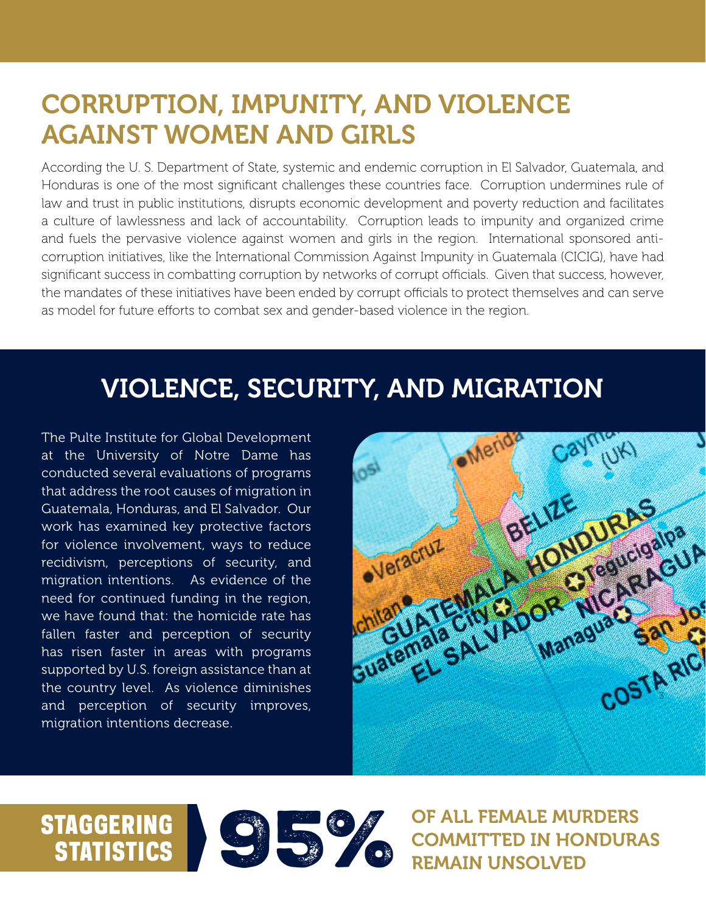# CORRUPTION, IMPUNITY, AND VIOLENCE AGAINST WOMEN AND GIRLS

According the U. S. Department of State, systemic and endemic corruption in El Salvador, Guatemala, and Honduras is one of the most significant challenges these countries face. Corruption undermines rule of law and trust in public institutions, disrupts economic development and poverty reduction and facilitates a culture of lawlessness and lack of accountability. Corruption leads to impunity and organized crime and fuels the pervasive violence against women and girls in the region. International sponsored anti-corruption initiatives, like the International Commission Against Impunity in Guatemala (CICIG), have had significant success in combatting corruption by networks of corrupt officials. Given that success, however, the mandates of these initiatives have been ended by corrupt officials to protect themselves and can serve as model for future efforts to combat sex and gender-based violence in the region.

# VIOLENCE, SECURITY, AND MIGRATION

The Pulte Institute for Global Development at the University of Notre Dame has conducted several evaluations of programs that address the root causes of migration in Guatemala, Honduras, and El Salvador. Our work has examined key protective factors for violence involvement, ways to reduce recidivism, perceptions of security, and migration intentions. As evidence of the need for continued funding in the region, we have found that: the homicide rate has fallen faster and perception of security has risen faster in areas with programs supported by U.S. foreign assistance than at the country level. As violence diminishes and perception of security improves, migration intentions decrease.

**STAGGERING STATISTICS**

**95%** OF ALL FEMALE MURDERS COMMITTED IN HONDURAS REMAIN UNSOLVED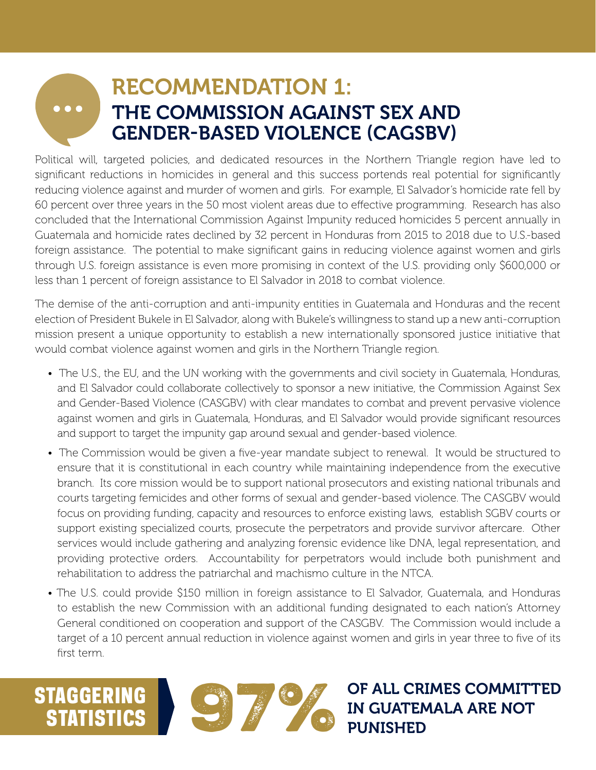# RECOMMENDATION 1: THE COMMISSION AGAINST SEX AND GENDER-BASED VIOLENCE (CAGSBV)

Political will, targeted policies, and dedicated resources in the Northern Triangle region have led to significant reductions in homicides in general and this success portends real potential for significantly reducing violence against and murder of women and girls. For example, El Salvador's homicide rate fell by 60 percent over three years in the 50 most violent areas due to effective programming. Research has also concluded that the International Commission Against Impunity reduced homicides 5 percent annually in Guatemala and homicide rates declined by 32 percent in Honduras from 2015 to 2018 due to U.S.-based foreign assistance. The potential to make significant gains in reducing violence against women and girls through U.S. foreign assistance is even more promising in context of the U.S. providing only $600,000 or less than 1 percent of foreign assistance to El Salvador in 2018 to combat violence.

The demise of the anti-corruption and anti-impunity entities in Guatemala and Honduras and the recent election of President Bukele in El Salvador, along with Bukele's willingness to stand up a new anti-corruption mission present a unique opportunity to establish a new internationally sponsored justice initiative that would combat violence against women and girls in the Northern Triangle region.

- The U.S., the EU, and the UN working with the governments and civil society in Guatemala, Honduras, and El Salvador could collaborate collectively to sponsor a new initiative, the Commission Against Sex and Gender-Based Violence (CASGBV) with clear mandates to combat and prevent pervasive violence against women and girls in Guatemala, Honduras, and El Salvador would provide significant resources and support to target the impunity gap around sexual and gender-based violence.
- The Commission would be given a five-year mandate subject to renewal. It would be structured to ensure that it is constitutional in each country while maintaining independence from the executive branch. Its core mission would be to support national prosecutors and existing national tribunals and courts targeting femicides and other forms of sexual and gender-based violence. The CASGBV would focus on providing funding, capacity and resources to enforce existing laws, establish SGBV courts or support existing specialized courts, prosecute the perpetrators and provide survivor aftercare. Other services would include gathering and analyzing forensic evidence like DNA, legal representation, and providing protective orders. Accountability for perpetrators would include both punishment and rehabilitation to address the patriarchal and machismo culture in the NTCA.
- The U.S. could provide $150 million in foreign assistance to El Salvador, Guatemala, and Honduras to establish the new Commission with an additional funding designated to each nation's Attorney General conditioned on cooperation and support of the CASGBV. The Commission would include a target of a 10 percent annual reduction in violence against women and girls in year three to five of its first term.

**STAGGERING STATISTICS**

**97% OF ALL CRIMES COMMITTED IN GUATEMALA ARE NOT PUNISHED**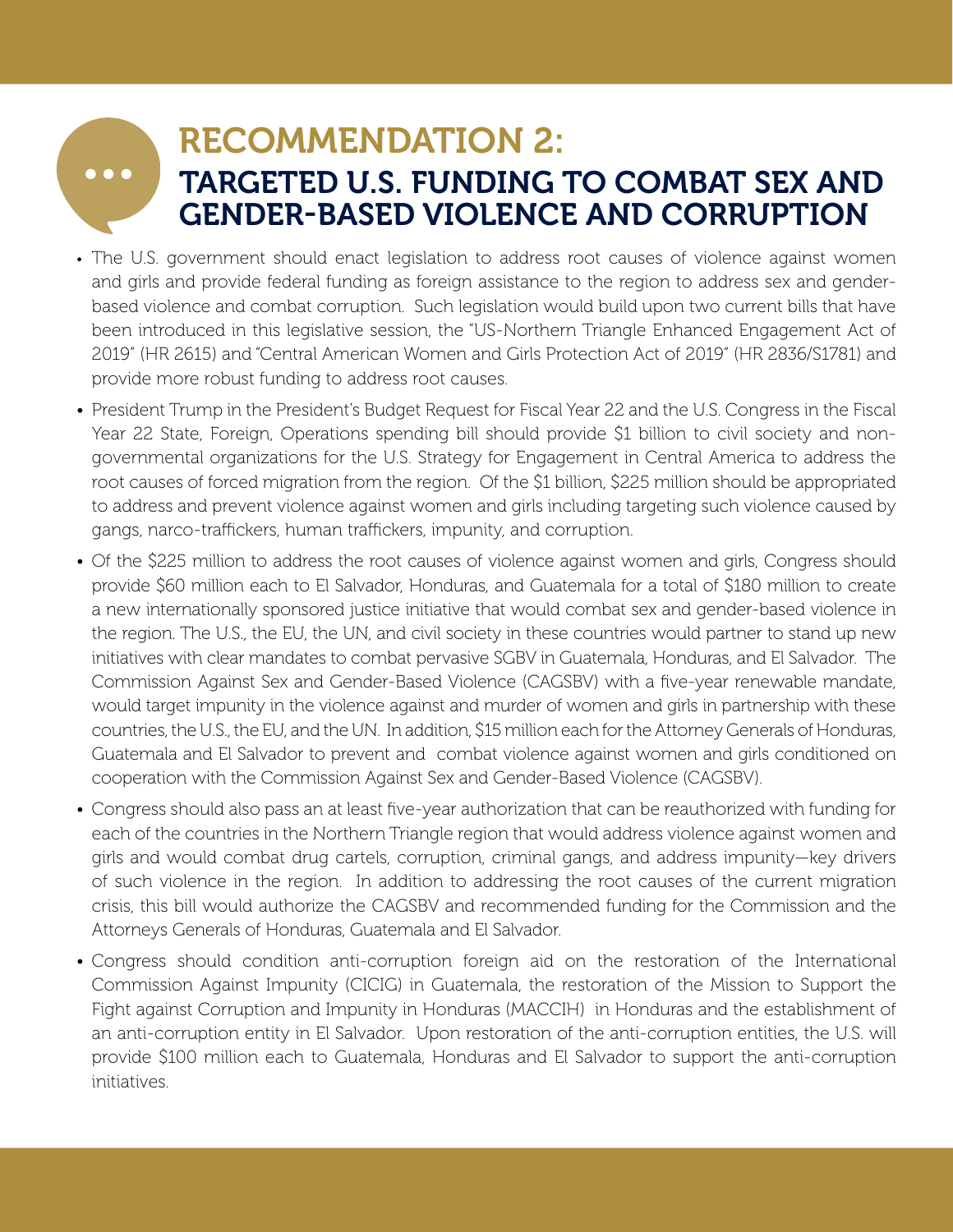# RECOMMENDATION 2:
## TARGETED U.S. FUNDING TO COMBAT SEX AND GENDER-BASED VIOLENCE AND CORRUPTION

- The U.S. government should enact legislation to address root causes of violence against women and girls and provide federal funding as foreign assistance to the region to address sex and gender-based violence and combat corruption. Such legislation would build upon two current bills that have been introduced in this legislative session, the "US-Northern Triangle Enhanced Engagement Act of 2019" (HR 2615) and "Central American Women and Girls Protection Act of 2019" (HR 2836/S1781) and provide more robust funding to address root causes.
- President Trump in the President's Budget Request for Fiscal Year 22 and the U.S. Congress in the Fiscal Year 22 State, Foreign, Operations spending bill should provide $1 billion to civil society and non-governmental organizations for the U.S. Strategy for Engagement in Central America to address the root causes of forced migration from the region. Of the $1 billion, $225 million should be appropriated to address and prevent violence against women and girls including targeting such violence caused by gangs, narco-traffickers, human traffickers, impunity, and corruption.
- Of the $225 million to address the root causes of violence against women and girls, Congress should provide $60 million each to El Salvador, Honduras, and Guatemala for a total of $180 million to create a new internationally sponsored justice initiative that would combat sex and gender-based violence in the region. The U.S., the EU, the UN, and civil society in these countries would partner to stand up new initiatives with clear mandates to combat pervasive SGBV in Guatemala, Honduras, and El Salvador. The Commission Against Sex and Gender-Based Violence (CAGSBV) with a five-year renewable mandate, would target impunity in the violence against and murder of women and girls in partnership with these countries, the U.S., the EU, and the UN. In addition, $15 million each for the Attorney Generals of Honduras, Guatemala and El Salvador to prevent and combat violence against women and girls conditioned on cooperation with the Commission Against Sex and Gender-Based Violence (CAGSBV).
- Congress should also pass an at least five-year authorization that can be reauthorized with funding for each of the countries in the Northern Triangle region that would address violence against women and girls and would combat drug cartels, corruption, criminal gangs, and address impunity—key drivers of such violence in the region. In addition to addressing the root causes of the current migration crisis, this bill would authorize the CAGSBV and recommended funding for the Commission and the Attorneys Generals of Honduras, Guatemala and El Salvador.
- Congress should condition anti-corruption foreign aid on the restoration of the International Commission Against Impunity (CICIG) in Guatemala, the restoration of the Mission to Support the Fight against Corruption and Impunity in Honduras (MACCIH) in Honduras and the establishment of an anti-corruption entity in El Salvador. Upon restoration of the anti-corruption entities, the U.S. will provide $100 million each to Guatemala, Honduras and El Salvador to support the anti-corruption initiatives.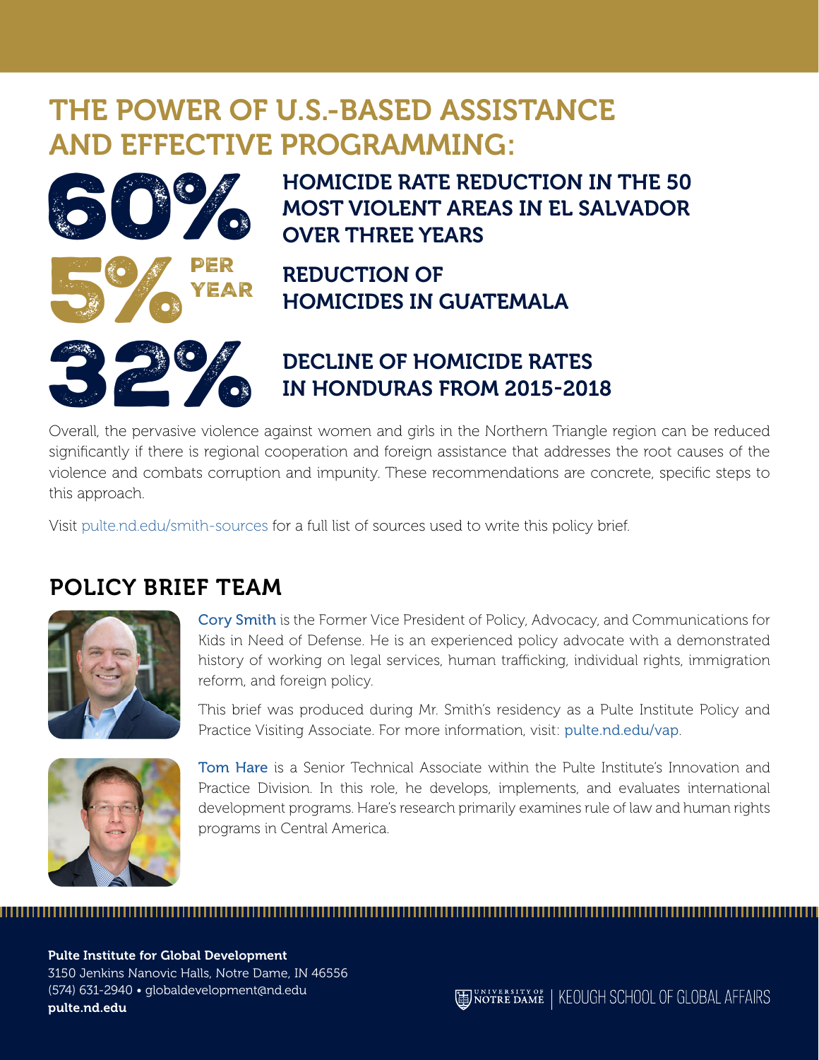## THE POWER OF U.S.-BASED ASSISTANCE AND EFFECTIVE PROGRAMMING:

**60%** HOMICIDE RATE REDUCTION IN THE 50 MOST VIOLENT AREAS IN EL SALVADOR OVER THREE YEARS

**5% PER YEAR** REDUCTION OF HOMICIDES IN GUATEMALA

**32%** DECLINE OF HOMICIDE RATES IN HONDURAS FROM 2015-2018

Overall, the pervasive violence against women and girls in the Northern Triangle region can be reduced significantly if there is regional cooperation and foreign assistance that addresses the root causes of the violence and combats corruption and impunity. These recommendations are concrete, specific steps to this approach.

Visit pulte.nd.edu/smith-sources for a full list of sources used to write this policy brief.

## POLICY BRIEF TEAM

Cory Smith is the Former Vice President of Policy, Advocacy, and Communications for Kids in Need of Defense. He is an experienced policy advocate with a demonstrated history of working on legal services, human trafficking, individual rights, immigration reform, and foreign policy.

This brief was produced during Mr. Smith's residency as a Pulte Institute Policy and Practice Visiting Associate. For more information, visit: pulte.nd.edu/vap.

Tom Hare is a Senior Technical Associate within the Pulte Institute's Innovation and Practice Division. In this role, he develops, implements, and evaluates international development programs. Hare's research primarily examines rule of law and human rights programs in Central America.

**Pulte Institute for Global Development**
3150 Jenkins Nanovic Halls, Notre Dame, IN 46556
(574) 631-2940 • globaldevelopment@nd.edu
**pulte.nd.edu**

UNIVERSITY OF NOTRE DAME | KEOUGH SCHOOL OF GLOBAL AFFAIRS